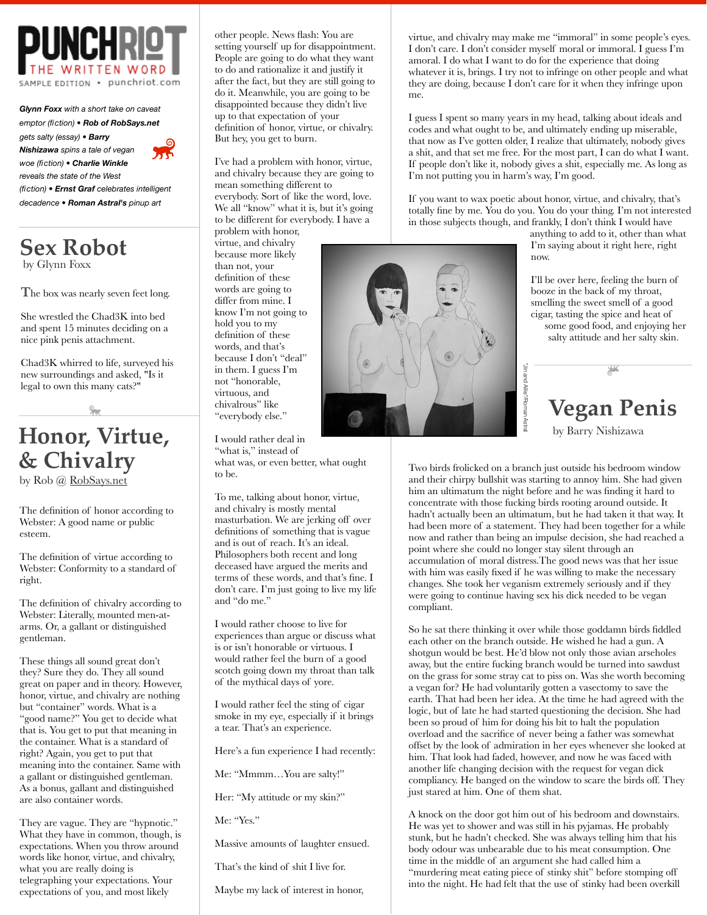# PUNCHRIOT THE WRITTEN WORD

SAMPLE EDITION • punchriot.com

***Glynn Foxx*** *with a short take on caveat emptor (fiction)* • ***Rob of RobSays.net*** *gets salty (essay)* • ***Barry Nishizawa*** *spins a tale of vegan woe (fiction)* • ***Charlie Winkle*** *reveals the state of the West (fiction)* • ***Ernst Graf*** *celebrates intelligent decadence* • ***Roman Astral's*** *pinup art*

## Sex Robot

by Glynn Foxx

The box was nearly seven feet long.

She wrestled the Chad3K into bed and spent 15 minutes deciding on a nice pink penis attachment.

Chad3K whirred to life, surveyed his new surroundings and asked, "Is it legal to own this many cats?"

## Honor, Virtue, & Chivalry

by Rob @ RobSays.net

The definition of honor according to Webster: A good name or public esteem.

The definition of virtue according to Webster: Conformity to a standard of right.

The definition of chivalry according to Webster: Literally, mounted men-at-arms. Or, a gallant or distinguished gentleman.

These things all sound great don't they? Sure they do. They all sound great on paper and in theory. However, honor, virtue, and chivalry are nothing but "container" words. What is a "good name?" You get to decide what that is. You get to put that meaning in the container. What is a standard of right? Again, you get to put that meaning into the container. Same with a gallant or distinguished gentleman. As a bonus, gallant and distinguished are also container words.

They are vague. They are "hypnotic." What they have in common, though, is expectations. When you throw around words like honor, virtue, and chivalry, what you are really doing is telegraphing your expectations. Your expectations of you, and most likely other people. News flash: You are setting yourself up for disappointment. People are going to do what they want to do and rationalize it and justify it after the fact, but they are still going to do it. Meanwhile, you are going to be disappointed because they didn't live up to that expectation of your definition of honor, virtue, or chivalry. But hey, you get to burn.

I've had a problem with honor, virtue, and chivalry because they are going to mean something different to everybody. Sort of like the word, love. We all "know" what it is, but it's going to be different for everybody. I have a problem with honor, virtue, and chivalry because more likely than not, your definition of these words are going to differ from mine. I know I'm not going to hold you to my definition of these words, and that's because I don't "deal" in them. I guess I'm not "honorable, virtuous, and chivalrous" like "everybody else."

I would rather deal in "what is," instead of what was, or even better, what ought to be.

To me, talking about honor, virtue, and chivalry is mostly mental masturbation. We are jerking off over definitions of something that is vague and is out of reach. It's an ideal. Philosophers both recent and long deceased have argued the merits and terms of these words, and that's fine. I don't care. I'm just going to live my life and "do me."

I would rather choose to live for experiences than argue or discuss what is or isn't honorable or virtuous. I would rather feel the burn of a good scotch going down my throat than talk of the mythical days of yore.

I would rather feel the sting of cigar smoke in my eye, especially if it brings a tear. That's an experience.

Here's a fun experience I had recently:

Me: "Mmmm…You are salty!"

Her: "My attitude or my skin?"

Me: "Yes."

Massive amounts of laughter ensued.

That's the kind of shit I live for.

Maybe my lack of interest in honor, virtue, and chivalry may make me "immoral" in some people's eyes. I don't care. I don't consider myself moral or immoral. I guess I'm amoral. I do what I want to do for the experience that doing whatever it is, brings. I try not to infringe on other people and what they are doing, because I don't care for it when they infringe upon me.

I guess I spent so many years in my head, talking about ideals and codes and what ought to be, and ultimately ending up miserable, that now as I've gotten older, I realize that ultimately, nobody gives a shit, and that set me free. For the most part, I can do what I want. If people don't like it, nobody gives a shit, especially me. As long as I'm not putting you in harm's way, I'm good.

If you want to wax poetic about honor, virtue, and chivalry, that's totally fine by me. You do you. You do your thing. I'm not interested in those subjects though, and frankly, I don't think I would have anything to add to it, other than what I'm saying about it right here, right now.

I'll be over here, feeling the burn of booze in the back of my throat, smelling the sweet smell of a good cigar, tasting the spice and heat of some good food, and enjoying her salty attitude and her salty skin.

"Jin and Allie"/Roman Astral

## Vegan Penis

by Barry Nishizawa

Two birds frolicked on a branch just outside his bedroom window and their chirpy bullshit was starting to annoy him. She had given him an ultimatum the night before and he was finding it hard to concentrate with those fucking birds rooting around outside. It hadn't actually been an ultimatum, but he had taken it that way. It had been more of a statement. They had been together for a while now and rather than being an impulse decision, she had reached a point where she could no longer stay silent through an accumulation of moral distress.The good news was that her issue with him was easily fixed if he was willing to make the necessary changes. She took her veganism extremely seriously and if they were going to continue having sex his dick needed to be vegan compliant.

So he sat there thinking it over while those goddamn birds fiddled each other on the branch outside. He wished he had a gun. A shotgun would be best. He'd blow not only those avian arseholes away, but the entire fucking branch would be turned into sawdust on the grass for some stray cat to piss on. Was she worth becoming a vegan for? He had voluntarily gotten a vasectomy to save the earth. That had been her idea. At the time he had agreed with the logic, but of late he had started questioning the decision. She had been so proud of him for doing his bit to halt the population overload and the sacrifice of never being a father was somewhat offset by the look of admiration in her eyes whenever she looked at him. That look had faded, however, and now he was faced with another life changing decision with the request for vegan dick compliancy. He banged on the window to scare the birds off. They just stared at him. One of them shat.

A knock on the door got him out of his bedroom and downstairs. He was yet to shower and was still in his pyjamas. He probably stunk, but he hadn't checked. She was always telling him that his body odour was unbearable due to his meat consumption. One time in the middle of an argument she had called him a "murdering meat eating piece of stinky shit" before stomping off into the night. He had felt that the use of stinky had been overkill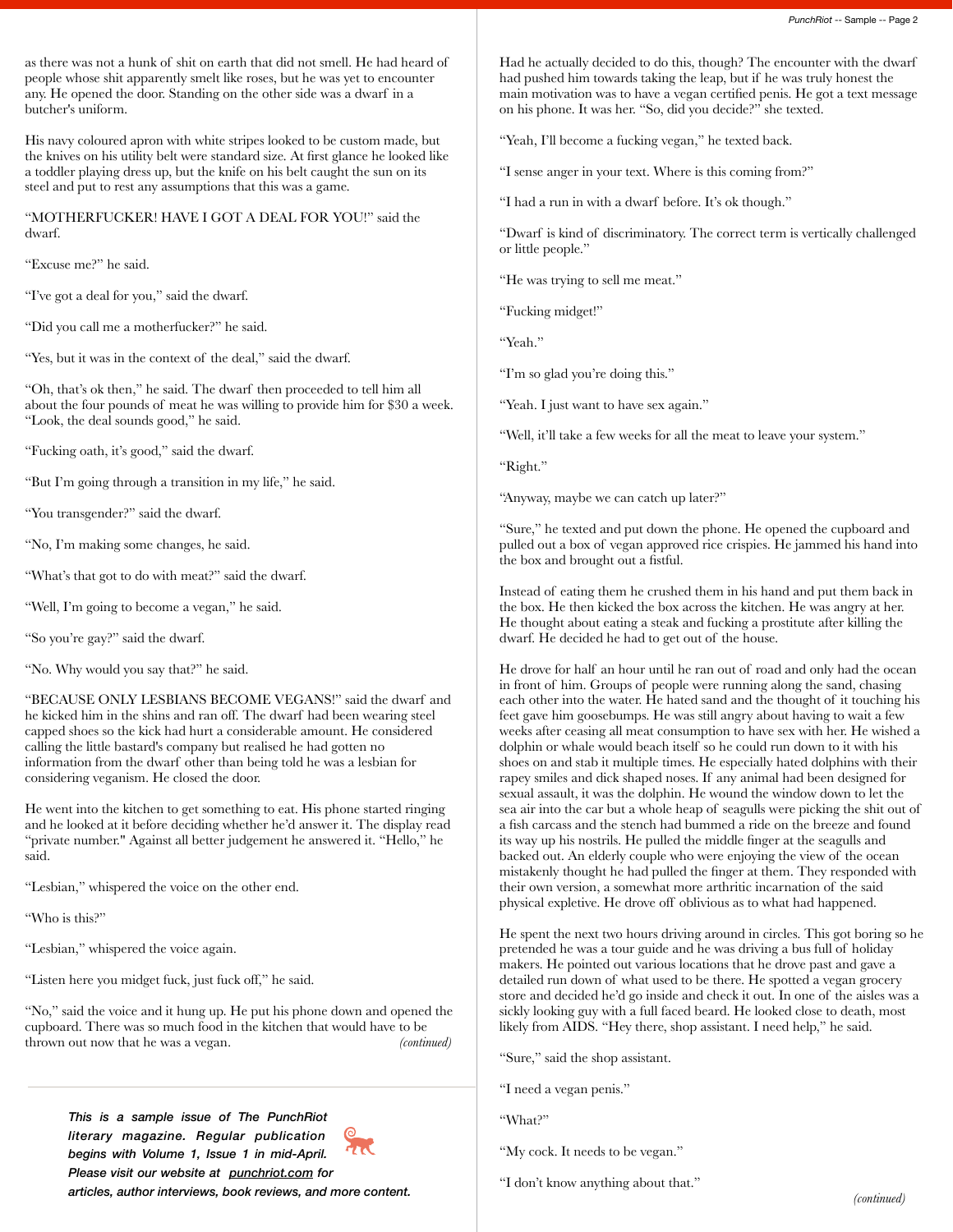as there was not a hunk of shit on earth that did not smell. He had heard of people whose shit apparently smelt like roses, but he was yet to encounter any. He opened the door. Standing on the other side was a dwarf in a butcher's uniform.

His navy coloured apron with white stripes looked to be custom made, but the knives on his utility belt were standard size. At first glance he looked like a toddler playing dress up, but the knife on his belt caught the sun on its steel and put to rest any assumptions that this was a game.

"MOTHERFUCKER! HAVE I GOT A DEAL FOR YOU!" said the dwarf.

"Excuse me?" he said.

"I've got a deal for you," said the dwarf.

"Did you call me a motherfucker?" he said.

"Yes, but it was in the context of the deal," said the dwarf.

"Oh, that's ok then," he said. The dwarf then proceeded to tell him all about the four pounds of meat he was willing to provide him for $30 a week. "Look, the deal sounds good," he said.

"Fucking oath, it's good," said the dwarf.

"But I'm going through a transition in my life," he said.

"You transgender?" said the dwarf.

"No, I'm making some changes, he said.

"What's that got to do with meat?" said the dwarf.

"Well, I'm going to become a vegan," he said.

"So you're gay?" said the dwarf.

"No. Why would you say that?" he said.

"BECAUSE ONLY LESBIANS BECOME VEGANS!" said the dwarf and he kicked him in the shins and ran off. The dwarf had been wearing steel capped shoes so the kick had hurt a considerable amount. He considered calling the little bastard's company but realised he had gotten no information from the dwarf other than being told he was a lesbian for considering veganism. He closed the door.

He went into the kitchen to get something to eat. His phone started ringing and he looked at it before deciding whether he'd answer it. The display read "private number." Against all better judgement he answered it. "Hello," he said.

"Lesbian," whispered the voice on the other end.

"Who is this?"

"Lesbian," whispered the voice again.

"Listen here you midget fuck, just fuck off," he said.

"No," said the voice and it hung up. He put his phone down and opened the cupboard. There was so much food in the kitchen that would have to be thrown out now that he was a vegan. *(continued)*

***This is a sample issue of The PunchRiot literary magazine. Regular publication begins with Volume 1, Issue 1 in mid-April. Please visit our website at punchriot.com for articles, author interviews, book reviews, and more content.***

Had he actually decided to do this, though? The encounter with the dwarf had pushed him towards taking the leap, but if he was truly honest the main motivation was to have a vegan certified penis. He got a text message on his phone. It was her. "So, did you decide?" she texted.

"Yeah, I'll become a fucking vegan," he texted back.

"I sense anger in your text. Where is this coming from?"

"I had a run in with a dwarf before. It's ok though."

"Dwarf is kind of discriminatory. The correct term is vertically challenged or little people."

"He was trying to sell me meat."

"Fucking midget!"

"Yeah."

"I'm so glad you're doing this."

"Yeah. I just want to have sex again."

"Well, it'll take a few weeks for all the meat to leave your system."

"Right."

"Anyway, maybe we can catch up later?"

"Sure," he texted and put down the phone. He opened the cupboard and pulled out a box of vegan approved rice crispies. He jammed his hand into the box and brought out a fistful.

Instead of eating them he crushed them in his hand and put them back in the box. He then kicked the box across the kitchen. He was angry at her. He thought about eating a steak and fucking a prostitute after killing the dwarf. He decided he had to get out of the house.

He drove for half an hour until he ran out of road and only had the ocean in front of him. Groups of people were running along the sand, chasing each other into the water. He hated sand and the thought of it touching his feet gave him goosebumps. He was still angry about having to wait a few weeks after ceasing all meat consumption to have sex with her. He wished a dolphin or whale would beach itself so he could run down to it with his shoes on and stab it multiple times. He especially hated dolphins with their rapey smiles and dick shaped noses. If any animal had been designed for sexual assault, it was the dolphin. He wound the window down to let the sea air into the car but a whole heap of seagulls were picking the shit out of a fish carcass and the stench had bummed a ride on the breeze and found its way up his nostrils. He pulled the middle finger at the seagulls and backed out. An elderly couple who were enjoying the view of the ocean mistakenly thought he had pulled the finger at them. They responded with their own version, a somewhat more arthritic incarnation of the said physical expletive. He drove off oblivious as to what had happened.

He spent the next two hours driving around in circles. This got boring so he pretended he was a tour guide and he was driving a bus full of holiday makers. He pointed out various locations that he drove past and gave a detailed run down of what used to be there. He spotted a vegan grocery store and decided he'd go inside and check it out. In one of the aisles was a sickly looking guy with a full faced beard. He looked close to death, most likely from AIDS. "Hey there, shop assistant. I need help," he said.

"Sure," said the shop assistant.

"I need a vegan penis."

"What?"

"My cock. It needs to be vegan."

"I don't know anything about that."

*(continued)*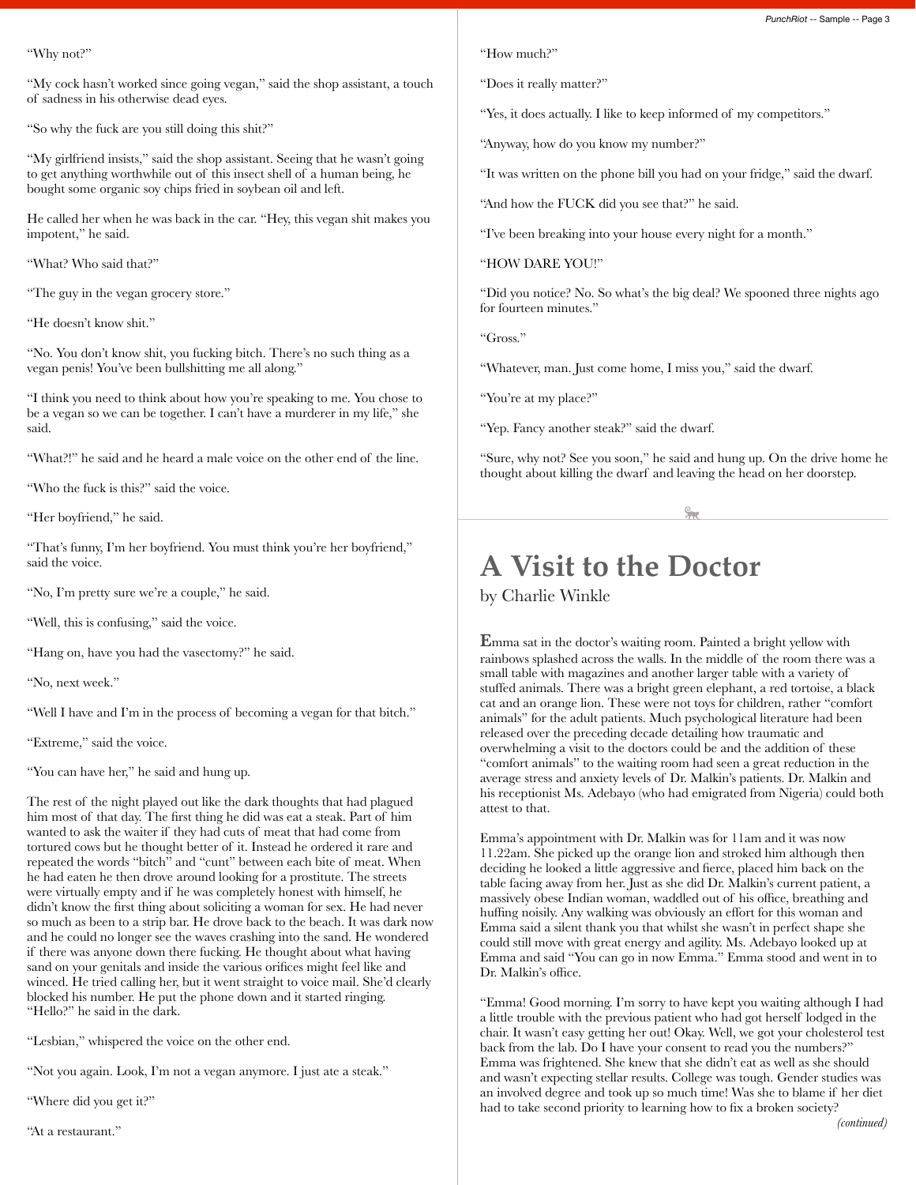"Why not?"

"My cock hasn't worked since going vegan," said the shop assistant, a touch of sadness in his otherwise dead eyes.

"So why the fuck are you still doing this shit?"

"My girlfriend insists," said the shop assistant. Seeing that he wasn't going to get anything worthwhile out of this insect shell of a human being, he bought some organic soy chips fried in soybean oil and left.

He called her when he was back in the car. "Hey, this vegan shit makes you impotent," he said.

"What? Who said that?"

"The guy in the vegan grocery store."

"He doesn't know shit."

"No. You don't know shit, you fucking bitch. There's no such thing as a vegan penis! You've been bullshitting me all along."

"I think you need to think about how you're speaking to me. You chose to be a vegan so we can be together. I can't have a murderer in my life," she said.

"What?!" he said and he heard a male voice on the other end of the line.

"Who the fuck is this?" said the voice.

"Her boyfriend," he said.

"That's funny, I'm her boyfriend. You must think you're her boyfriend," said the voice.

"No, I'm pretty sure we're a couple," he said.

"Well, this is confusing," said the voice.

"Hang on, have you had the vasectomy?" he said.

"No, next week."

"Well I have and I'm in the process of becoming a vegan for that bitch."

"Extreme," said the voice.

"You can have her," he said and hung up.

The rest of the night played out like the dark thoughts that had plagued him most of that day. The first thing he did was eat a steak. Part of him wanted to ask the waiter if they had cuts of meat that had come from tortured cows but he thought better of it. Instead he ordered it rare and repeated the words "bitch" and "cunt" between each bite of meat. When he had eaten he then drove around looking for a prostitute. The streets were virtually empty and if he was completely honest with himself, he didn't know the first thing about soliciting a woman for sex. He had never so much as been to a strip bar. He drove back to the beach. It was dark now and he could no longer see the waves crashing into the sand. He wondered if there was anyone down there fucking. He thought about what having sand on your genitals and inside the various orifices might feel like and winced. He tried calling her, but it went straight to voice mail. She'd clearly blocked his number. He put the phone down and it started ringing. "Hello?" he said in the dark.

"Lesbian," whispered the voice on the other end.

"Not you again. Look, I'm not a vegan anymore. I just ate a steak."

"Where did you get it?"

"At a restaurant."

"How much?"

"Does it really matter?"

"Yes, it does actually. I like to keep informed of my competitors."

"Anyway, how do you know my number?"

"It was written on the phone bill you had on your fridge," said the dwarf.

"And how the FUCK did you see that?" he said.

"I've been breaking into your house every night for a month."

"HOW DARE YOU!"

"Did you notice? No. So what's the big deal? We spooned three nights ago for fourteen minutes."

"Gross."

"Whatever, man. Just come home, I miss you," said the dwarf.

"You're at my place?"

"Yep. Fancy another steak?" said the dwarf.

"Sure, why not? See you soon," he said and hung up. On the drive home he thought about killing the dwarf and leaving the head on her doorstep.

# A Visit to the Doctor

by Charlie Winkle

Emma sat in the doctor's waiting room. Painted a bright yellow with rainbows splashed across the walls. In the middle of the room there was a small table with magazines and another larger table with a variety of stuffed animals. There was a bright green elephant, a red tortoise, a black cat and an orange lion. These were not toys for children, rather "comfort animals" for the adult patients. Much psychological literature had been released over the preceding decade detailing how traumatic and overwhelming a visit to the doctors could be and the addition of these "comfort animals" to the waiting room had seen a great reduction in the average stress and anxiety levels of Dr. Malkin's patients. Dr. Malkin and his receptionist Ms. Adebayo (who had emigrated from Nigeria) could both attest to that.

Emma's appointment with Dr. Malkin was for 11am and it was now 11.22am. She picked up the orange lion and stroked him although then deciding he looked a little aggressive and fierce, placed him back on the table facing away from her. Just as she did Dr. Malkin's current patient, a massively obese Indian woman, waddled out of his office, breathing and huffing noisily. Any walking was obviously an effort for this woman and Emma said a silent thank you that whilst she wasn't in perfect shape she could still move with great energy and agility. Ms. Adebayo looked up at Emma and said "You can go in now Emma." Emma stood and went in to Dr. Malkin's office.

"Emma! Good morning. I'm sorry to have kept you waiting although I had a little trouble with the previous patient who had got herself lodged in the chair. It wasn't easy getting her out! Okay. Well, we got your cholesterol test back from the lab. Do I have your consent to read you the numbers?" Emma was frightened. She knew that she didn't eat as well as she should and wasn't expecting stellar results. College was tough. Gender studies was an involved degree and took up so much time! Was she to blame if her diet had to take second priority to learning how to fix a broken society?

*(continued)*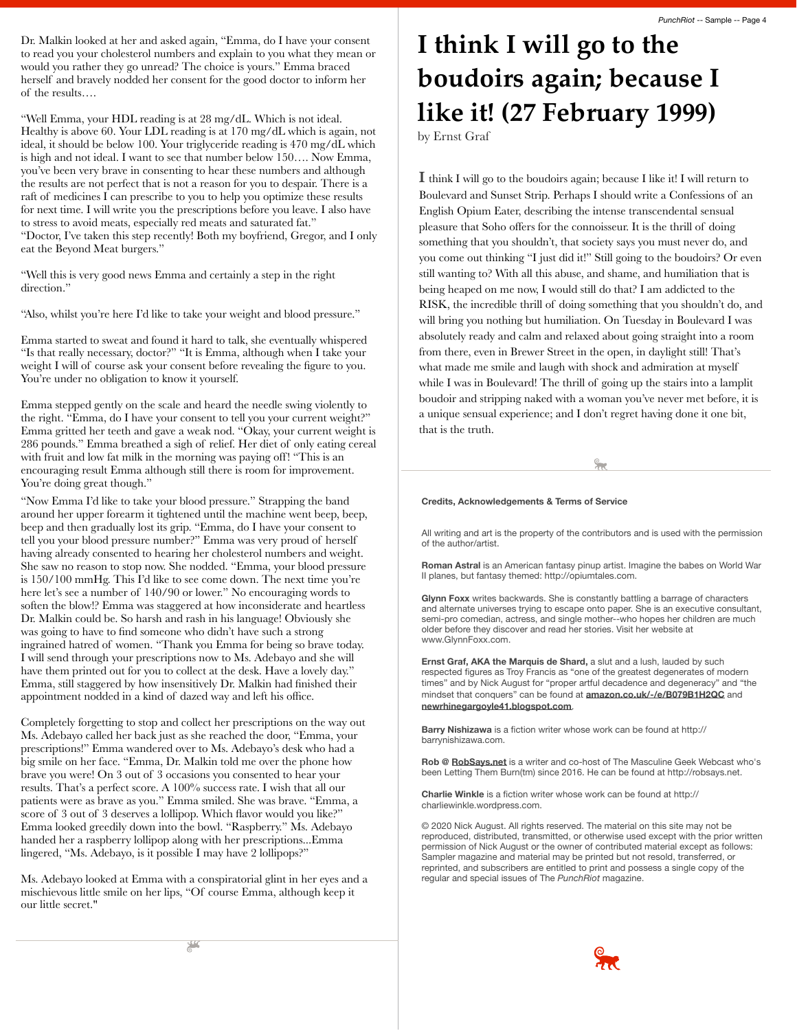Dr. Malkin looked at her and asked again, “Emma, do I have your consent to read you your cholesterol numbers and explain to you what they mean or would you rather they go unread? The choice is yours.” Emma braced herself and bravely nodded her consent for the good doctor to inform her of the results….

“Well Emma, your HDL reading is at 28 mg/dL. Which is not ideal. Healthy is above 60. Your LDL reading is at 170 mg/dL which is again, not ideal, it should be below 100. Your triglyceride reading is 470 mg/dL which is high and not ideal. I want to see that number below 150…. Now Emma, you’ve been very brave in consenting to hear these numbers and although the results are not perfect that is not a reason for you to despair. There is a raft of medicines I can prescribe to you to help you optimize these results for next time. I will write you the prescriptions before you leave. I also have to stress to avoid meats, especially red meats and saturated fat.”
“Doctor, I’ve taken this step recently! Both my boyfriend, Gregor, and I only eat the Beyond Meat burgers.”

“Well this is very good news Emma and certainly a step in the right direction.”

“Also, whilst you’re here I’d like to take your weight and blood pressure.”

Emma started to sweat and found it hard to talk, she eventually whispered “Is that really necessary, doctor?” “It is Emma, although when I take your weight I will of course ask your consent before revealing the figure to you. You’re under no obligation to know it yourself.

Emma stepped gently on the scale and heard the needle swing violently to the right. “Emma, do I have your consent to tell you your current weight?” Emma gritted her teeth and gave a weak nod. “Okay, your current weight is 286 pounds.” Emma breathed a sigh of relief. Her diet of only eating cereal with fruit and low fat milk in the morning was paying off! “This is an encouraging result Emma although still there is room for improvement. You’re doing great though.”

“Now Emma I’d like to take your blood pressure.” Strapping the band around her upper forearm it tightened until the machine went beep, beep, beep and then gradually lost its grip. “Emma, do I have your consent to tell you your blood pressure number?” Emma was very proud of herself having already consented to hearing her cholesterol numbers and weight. She saw no reason to stop now. She nodded. “Emma, your blood pressure is 150/100 mmHg. This I’d like to see come down. The next time you’re here let’s see a number of 140/90 or lower.” No encouraging words to soften the blow!? Emma was staggered at how inconsiderate and heartless Dr. Malkin could be. So harsh and rash in his language! Obviously she was going to have to find someone who didn’t have such a strong ingrained hatred of women. “Thank you Emma for being so brave today. I will send through your prescriptions now to Ms. Adebayo and she will have them printed out for you to collect at the desk. Have a lovely day.” Emma, still staggered by how insensitively Dr. Malkin had finished their appointment nodded in a kind of dazed way and left his office.

Completely forgetting to stop and collect her prescriptions on the way out Ms. Adebayo called her back just as she reached the door, “Emma, your prescriptions!” Emma wandered over to Ms. Adebayo’s desk who had a big smile on her face. “Emma, Dr. Malkin told me over the phone how brave you were! On 3 out of 3 occasions you consented to hear your results. That’s a perfect score. A 100% success rate. I wish that all our patients were as brave as you.” Emma smiled. She was brave. “Emma, a score of 3 out of 3 deserves a lollipop. Which flavor would you like?” Emma looked greedily down into the bowl. “Raspberry.” Ms. Adebayo handed her a raspberry lollipop along with her prescriptions...Emma lingered, “Ms. Adebayo, is it possible I may have 2 lollipops?”

Ms. Adebayo looked at Emma with a conspiratorial glint in her eyes and a mischievous little smile on her lips, “Of course Emma, although keep it our little secret."

# I think I will go to the boudoirs again; because I like it! (27 February 1999)

by Ernst Graf

I think I will go to the boudoirs again; because I like it! I will return to Boulevard and Sunset Strip. Perhaps I should write a Confessions of an English Opium Eater, describing the intense transcendental sensual pleasure that Soho offers for the connoisseur. It is the thrill of doing something that you shouldn’t, that society says you must never do, and you come out thinking “I just did it!” Still going to the boudoirs? Or even still wanting to? With all this abuse, and shame, and humiliation that is being heaped on me now, I would still do that? I am addicted to the RISK, the incredible thrill of doing something that you shouldn’t do, and will bring you nothing but humiliation. On Tuesday in Boulevard I was absolutely ready and calm and relaxed about going straight into a room from there, even in Brewer Street in the open, in daylight still! That’s what made me smile and laugh with shock and admiration at myself while I was in Boulevard! The thrill of going up the stairs into a lamplit boudoir and stripping naked with a woman you’ve never met before, it is a unique sensual experience; and I don’t regret having done it one bit, that is the truth.

### Credits, Acknowledgements & Terms of Service

All writing and art is the property of the contributors and is used with the permission of the author/artist.

**Roman Astral** is an American fantasy pinup artist. Imagine the babes on World War II planes, but fantasy themed: http://opiumtales.com.

**Glynn Foxx** writes backwards. She is constantly battling a barrage of characters and alternate universes trying to escape onto paper. She is an executive consultant, semi-pro comedian, actress, and single mother--who hopes her children are much older before they discover and read her stories. Visit her website at www.GlynnFoxx.com.

**Ernst Graf, AKA the Marquis de Shard,** a slut and a lush, lauded by such respected figures as Troy Francis as “one of the greatest degenerates of modern times” and by Nick August for “proper artful decadence and degeneracy” and “the mindset that conquers” can be found at **amazon.co.uk/-/e/B079B1H2QC** and **newrhinegargoyle41.blogspot.com**.

**Barry Nishizawa** is a fiction writer whose work can be found at http://barrynishizawa.com.

**Rob @ RobSays.net** is a writer and co-host of The Masculine Geek Webcast who's been Letting Them Burn(tm) since 2016. He can be found at http://robsays.net.

**Charlie Winkle** is a fiction writer whose work can be found at http://charliewinkle.wordpress.com.

© 2020 Nick August. All rights reserved. The material on this site may not be reproduced, distributed, transmitted, or otherwise used except with the prior written permission of Nick August or the owner of contributed material except as follows: Sampler magazine and material may be printed but not resold, transferred, or reprinted, and subscribers are entitled to print and possess a single copy of the regular and special issues of The *PunchRiot* magazine.